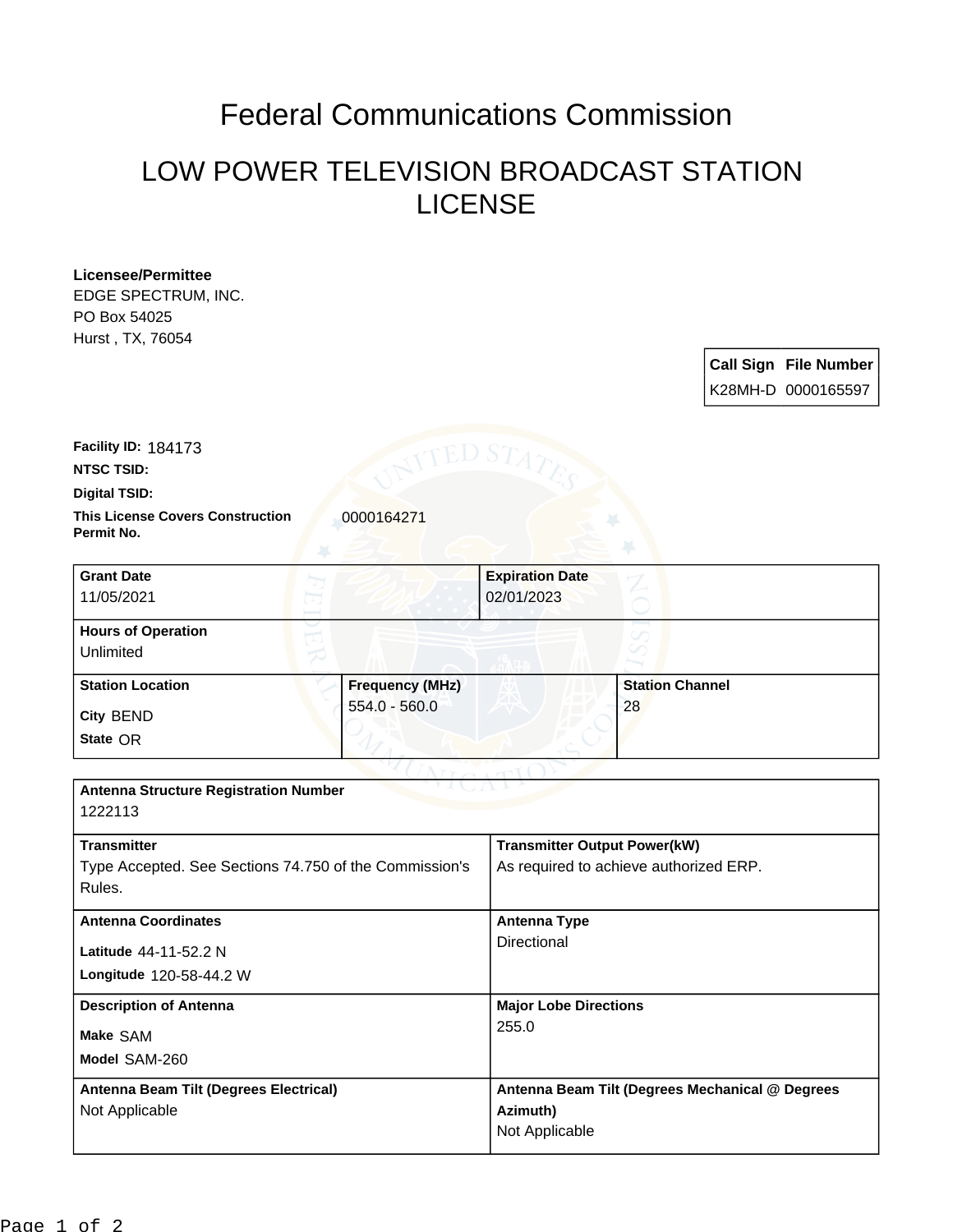# Federal Communications Commission

## LOW POWER TELEVISION BROADCAST STATION LICENSE

**Licensee/Permittee**
EDGE SPECTRUM, INC.
PO Box 54025
Hurst , TX, 76054

| Call Sign | File Number |
|---|---|
| K28MH-D | 0000165597 |

**Facility ID:** 184173

**NTSC TSID:**

**Digital TSID:**

**This License Covers Construction Permit No.** 0000164271

| Grant Date | Expiration Date |
|---|---|
| 11/05/2021 | 02/01/2023 |

**Hours of Operation**
Unlimited

| Station Location | Frequency (MHz) | Station Channel |
|---|---|---|
| City BEND<br>State OR | 554.0 - 560.0 | 28 |

**Antenna Structure Registration Number**
1222113

| Transmitter | Transmitter Output Power(kW) |
|---|---|
| Type Accepted. See Sections 74.750 of the Commission's Rules. | As required to achieve authorized ERP. |

| Antenna Coordinates | Antenna Type |
|---|---|
| Latitude 44-11-52.2 N<br>Longitude 120-58-44.2 W | Directional |

| Description of Antenna | Major Lobe Directions |
|---|---|
| Make SAM<br>Model SAM-260 | 255.0 |

| Antenna Beam Tilt (Degrees Electrical) | Antenna Beam Tilt (Degrees Mechanical @ Degrees Azimuth) |
|---|---|
| Not Applicable | Not Applicable |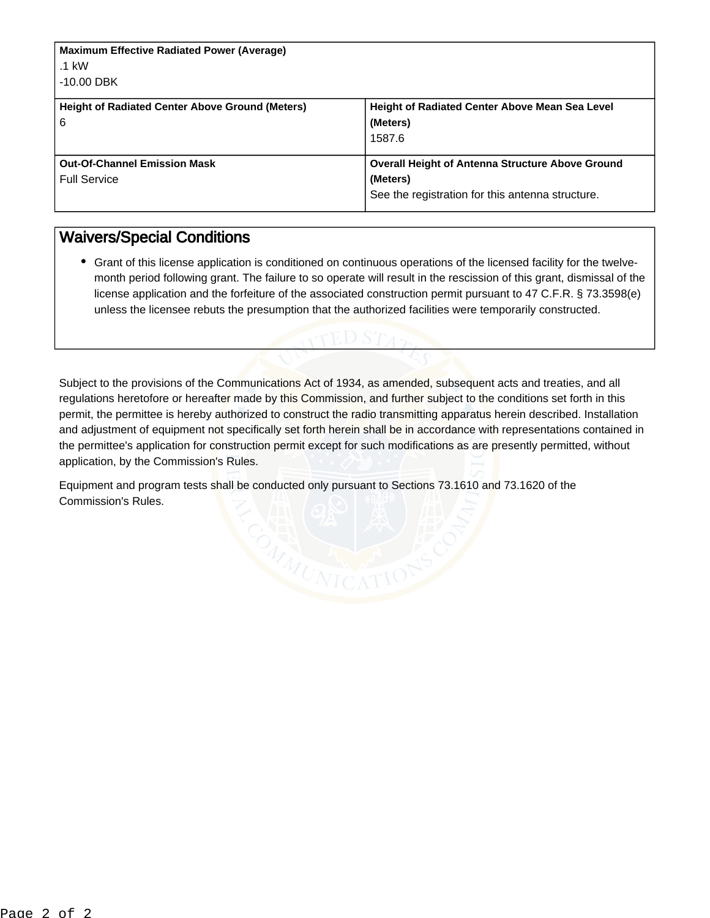| | |
|---|---|
| **Maximum Effective Radiated Power (Average)**<br>.1 kW<br>-10.00 DBK | |
| **Height of Radiated Center Above Ground (Meters)**<br>6 | **Height of Radiated Center Above Mean Sea Level (Meters)**<br>1587.6 |
| **Out-Of-Channel Emission Mask**<br>Full Service | **Overall Height of Antenna Structure Above Ground (Meters)**<br>See the registration for this antenna structure. |

## Waivers/Special Conditions

- Grant of this license application is conditioned on continuous operations of the licensed facility for the twelve-month period following grant. The failure to so operate will result in the rescission of this grant, dismissal of the license application and the forfeiture of the associated construction permit pursuant to 47 C.F.R. § 73.3598(e) unless the licensee rebuts the presumption that the authorized facilities were temporarily constructed.

Subject to the provisions of the Communications Act of 1934, as amended, subsequent acts and treaties, and all regulations heretofore or hereafter made by this Commission, and further subject to the conditions set forth in this permit, the permittee is hereby authorized to construct the radio transmitting apparatus herein described. Installation and adjustment of equipment not specifically set forth herein shall be in accordance with representations contained in the permittee's application for construction permit except for such modifications as are presently permitted, without application, by the Commission's Rules.

Equipment and program tests shall be conducted only pursuant to Sections 73.1610 and 73.1620 of the Commission's Rules.